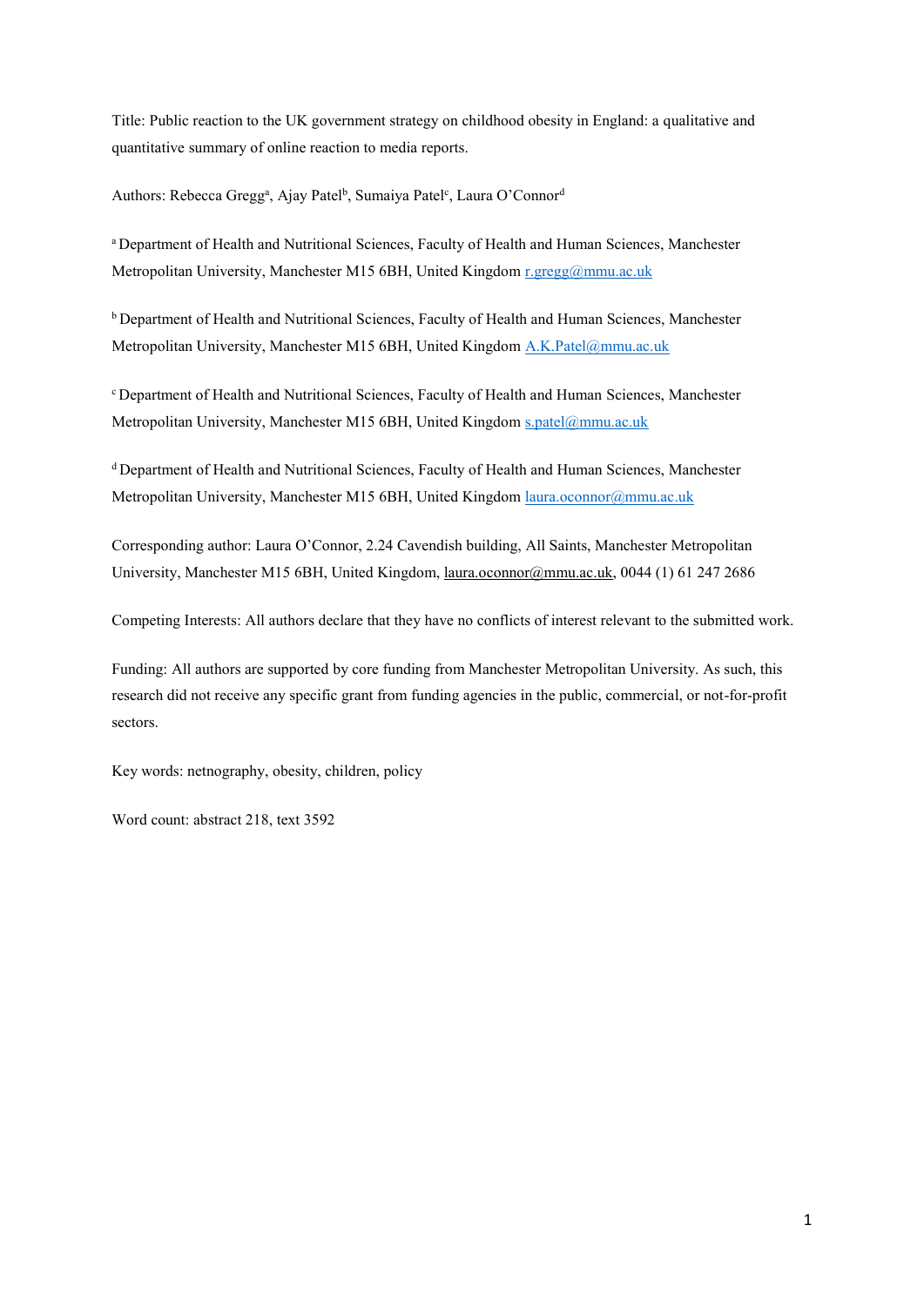Title: Public reaction to the UK government strategy on childhood obesity in England: a qualitative and quantitative summary of online reaction to media reports.

Authors: Rebecca Gregg[a], Ajay Patel[b], Sumaiya Patel[c], Laura O'Connor[d]

[a] Department of Health and Nutritional Sciences, Faculty of Health and Human Sciences, Manchester Metropolitan University, Manchester M15 6BH, United Kingdom r.gregg@mmu.ac.uk

[b] Department of Health and Nutritional Sciences, Faculty of Health and Human Sciences, Manchester Metropolitan University, Manchester M15 6BH, United Kingdom A.K.Patel@mmu.ac.uk

[c] Department of Health and Nutritional Sciences, Faculty of Health and Human Sciences, Manchester Metropolitan University, Manchester M15 6BH, United Kingdom s.patel@mmu.ac.uk

[d] Department of Health and Nutritional Sciences, Faculty of Health and Human Sciences, Manchester Metropolitan University, Manchester M15 6BH, United Kingdom laura.oconnor@mmu.ac.uk

Corresponding author: Laura O'Connor, 2.24 Cavendish building, All Saints, Manchester Metropolitan University, Manchester M15 6BH, United Kingdom, laura.oconnor@mmu.ac.uk, 0044 (1) 61 247 2686

Competing Interests: All authors declare that they have no conflicts of interest relevant to the submitted work.

Funding: All authors are supported by core funding from Manchester Metropolitan University. As such, this research did not receive any specific grant from funding agencies in the public, commercial, or not-for-profit sectors.

Key words: netnography, obesity, children, policy

Word count: abstract 218, text 3592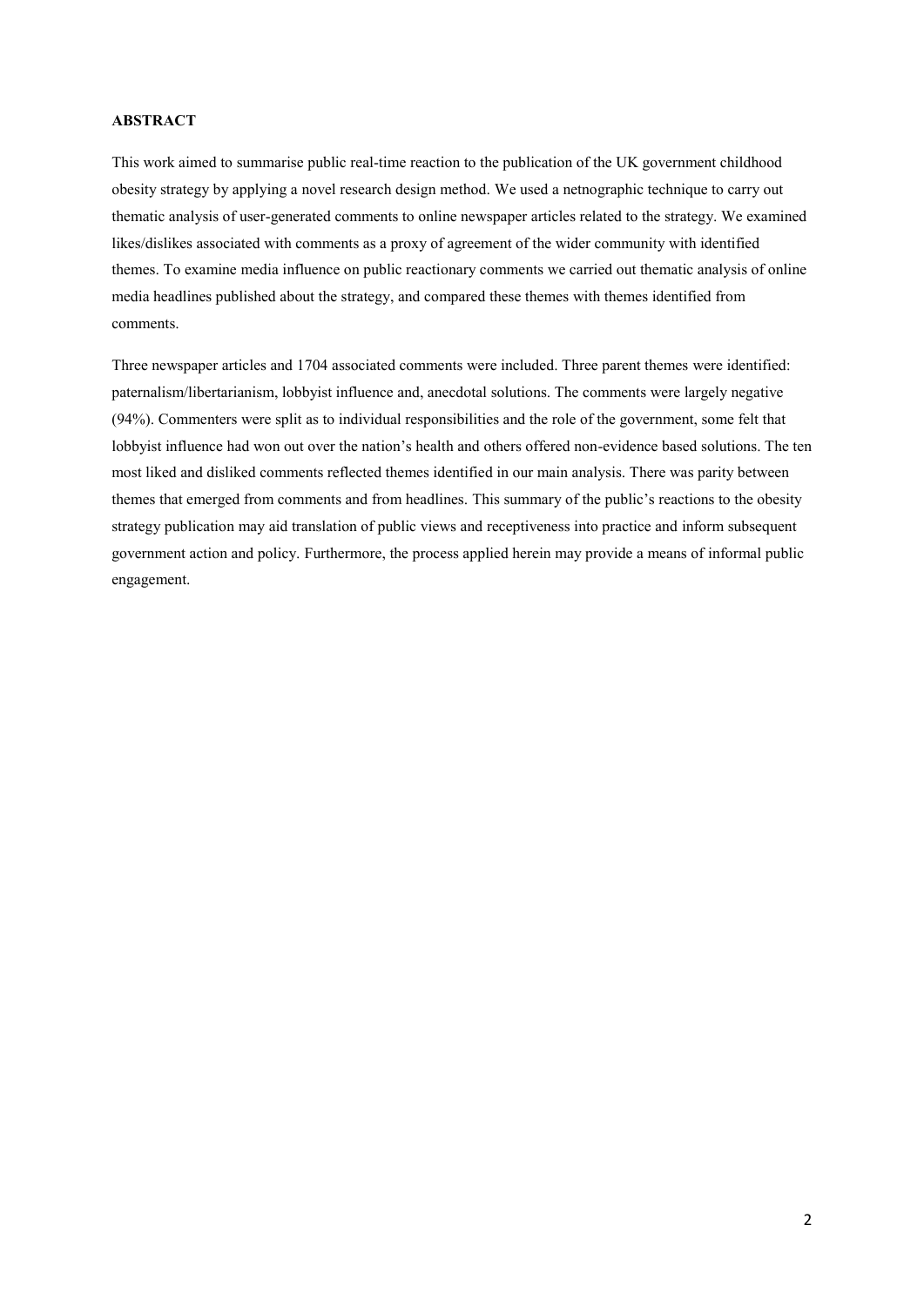**ABSTRACT**

This work aimed to summarise public real-time reaction to the publication of the UK government childhood obesity strategy by applying a novel research design method. We used a netnographic technique to carry out thematic analysis of user-generated comments to online newspaper articles related to the strategy. We examined likes/dislikes associated with comments as a proxy of agreement of the wider community with identified themes. To examine media influence on public reactionary comments we carried out thematic analysis of online media headlines published about the strategy, and compared these themes with themes identified from comments.

Three newspaper articles and 1704 associated comments were included. Three parent themes were identified: paternalism/libertarianism, lobbyist influence and, anecdotal solutions. The comments were largely negative (94%). Commenters were split as to individual responsibilities and the role of the government, some felt that lobbyist influence had won out over the nation's health and others offered non-evidence based solutions. The ten most liked and disliked comments reflected themes identified in our main analysis. There was parity between themes that emerged from comments and from headlines. This summary of the public's reactions to the obesity strategy publication may aid translation of public views and receptiveness into practice and inform subsequent government action and policy. Furthermore, the process applied herein may provide a means of informal public engagement.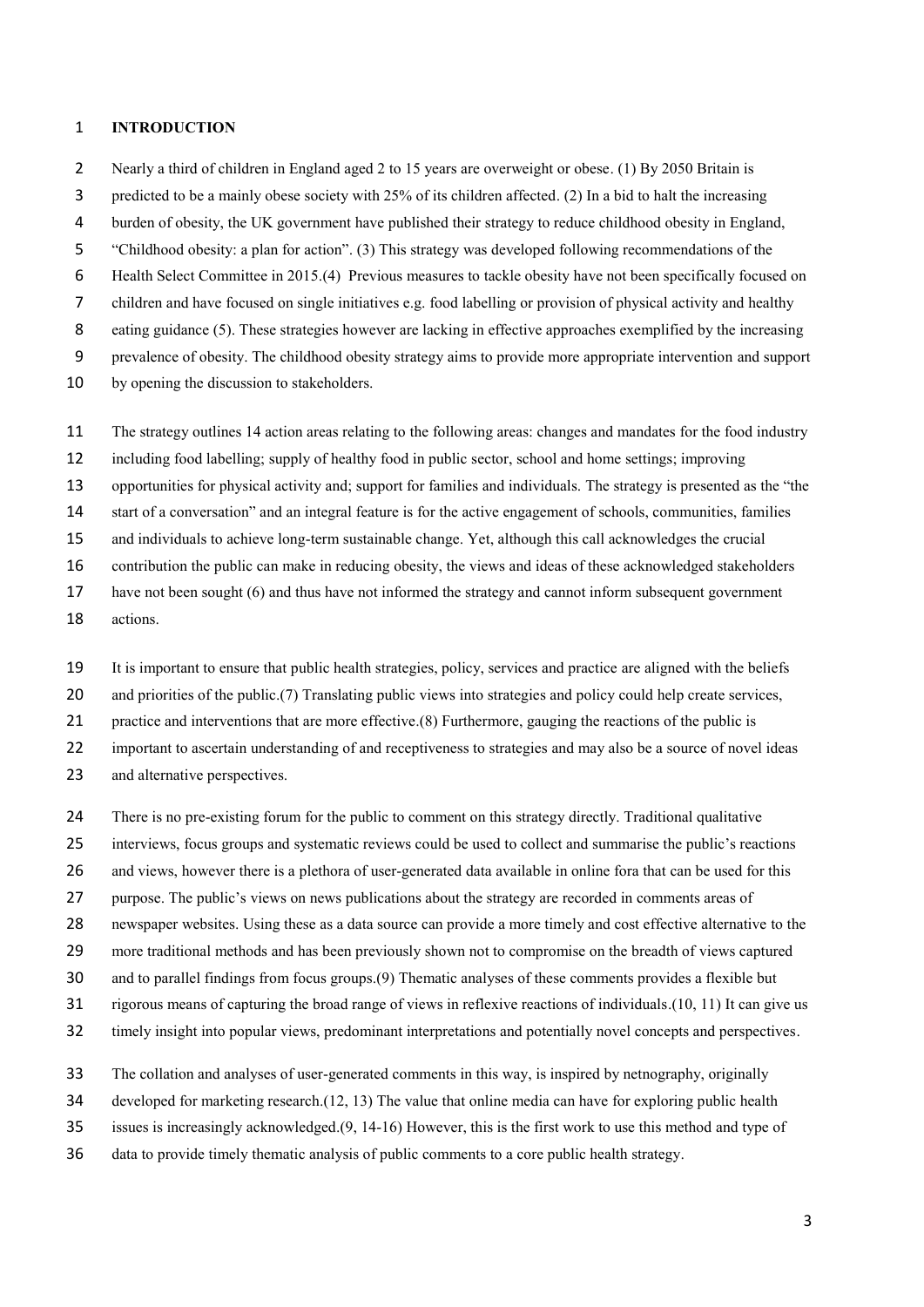## INTRODUCTION

Nearly a third of children in England aged 2 to 15 years are overweight or obese. (1) By 2050 Britain is predicted to be a mainly obese society with 25% of its children affected. (2) In a bid to halt the increasing burden of obesity, the UK government have published their strategy to reduce childhood obesity in England, "Childhood obesity: a plan for action". (3) This strategy was developed following recommendations of the Health Select Committee in 2015.(4) Previous measures to tackle obesity have not been specifically focused on children and have focused on single initiatives e.g. food labelling or provision of physical activity and healthy eating guidance (5). These strategies however are lacking in effective approaches exemplified by the increasing prevalence of obesity. The childhood obesity strategy aims to provide more appropriate intervention and support by opening the discussion to stakeholders.

The strategy outlines 14 action areas relating to the following areas: changes and mandates for the food industry including food labelling; supply of healthy food in public sector, school and home settings; improving opportunities for physical activity and; support for families and individuals. The strategy is presented as the "the start of a conversation" and an integral feature is for the active engagement of schools, communities, families and individuals to achieve long-term sustainable change. Yet, although this call acknowledges the crucial contribution the public can make in reducing obesity, the views and ideas of these acknowledged stakeholders have not been sought (6) and thus have not informed the strategy and cannot inform subsequent government actions.

It is important to ensure that public health strategies, policy, services and practice are aligned with the beliefs and priorities of the public.(7) Translating public views into strategies and policy could help create services, practice and interventions that are more effective.(8) Furthermore, gauging the reactions of the public is important to ascertain understanding of and receptiveness to strategies and may also be a source of novel ideas and alternative perspectives.

There is no pre-existing forum for the public to comment on this strategy directly. Traditional qualitative interviews, focus groups and systematic reviews could be used to collect and summarise the public's reactions and views, however there is a plethora of user-generated data available in online fora that can be used for this purpose. The public's views on news publications about the strategy are recorded in comments areas of newspaper websites. Using these as a data source can provide a more timely and cost effective alternative to the more traditional methods and has been previously shown not to compromise on the breadth of views captured and to parallel findings from focus groups.(9) Thematic analyses of these comments provides a flexible but rigorous means of capturing the broad range of views in reflexive reactions of individuals.(10, 11) It can give us timely insight into popular views, predominant interpretations and potentially novel concepts and perspectives.

The collation and analyses of user-generated comments in this way, is inspired by netnography, originally developed for marketing research.(12, 13) The value that online media can have for exploring public health issues is increasingly acknowledged.(9, 14-16) However, this is the first work to use this method and type of data to provide timely thematic analysis of public comments to a core public health strategy.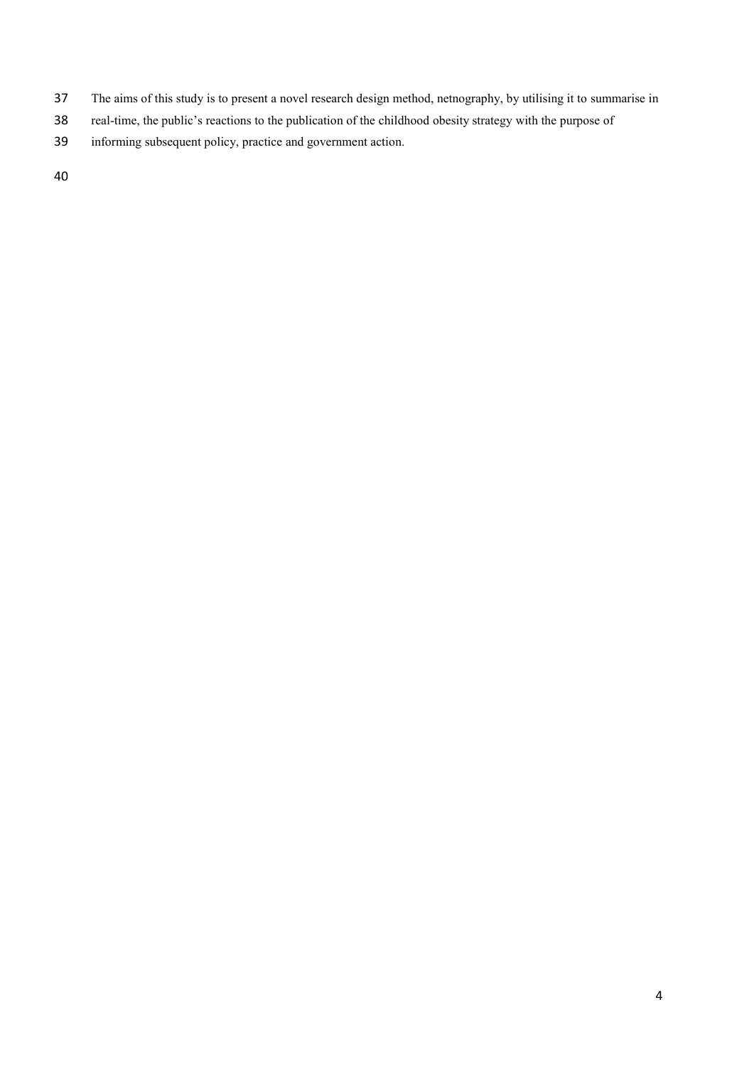The aims of this study is to present a novel research design method, netnography, by utilising it to summarise in real-time, the public's reactions to the publication of the childhood obesity strategy with the purpose of informing subsequent policy, practice and government action.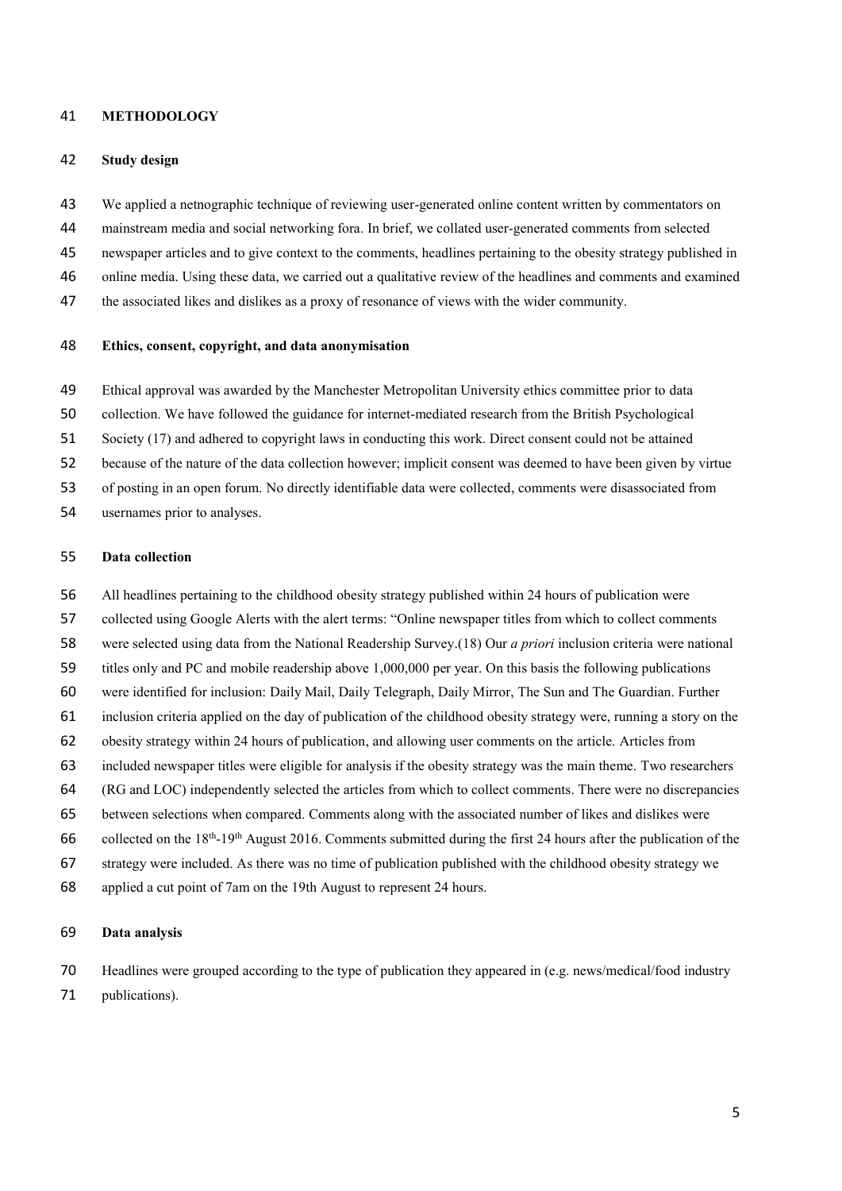## METHODOLOGY

### Study design

We applied a netnographic technique of reviewing user-generated online content written by commentators on mainstream media and social networking fora. In brief, we collated user-generated comments from selected newspaper articles and to give context to the comments, headlines pertaining to the obesity strategy published in online media. Using these data, we carried out a qualitative review of the headlines and comments and examined the associated likes and dislikes as a proxy of resonance of views with the wider community.

### Ethics, consent, copyright, and data anonymisation

Ethical approval was awarded by the Manchester Metropolitan University ethics committee prior to data collection. We have followed the guidance for internet-mediated research from the British Psychological Society (17) and adhered to copyright laws in conducting this work. Direct consent could not be attained because of the nature of the data collection however; implicit consent was deemed to have been given by virtue of posting in an open forum. No directly identifiable data were collected, comments were disassociated from usernames prior to analyses.

### Data collection

All headlines pertaining to the childhood obesity strategy published within 24 hours of publication were collected using Google Alerts with the alert terms: "Online newspaper titles from which to collect comments were selected using data from the National Readership Survey.(18) Our *a priori* inclusion criteria were national titles only and PC and mobile readership above 1,000,000 per year. On this basis the following publications were identified for inclusion: Daily Mail, Daily Telegraph, Daily Mirror, The Sun and The Guardian. Further inclusion criteria applied on the day of publication of the childhood obesity strategy were, running a story on the obesity strategy within 24 hours of publication, and allowing user comments on the article. Articles from included newspaper titles were eligible for analysis if the obesity strategy was the main theme. Two researchers (RG and LOC) independently selected the articles from which to collect comments. There were no discrepancies between selections when compared. Comments along with the associated number of likes and dislikes were collected on the 18th-19th August 2016. Comments submitted during the first 24 hours after the publication of the strategy were included. As there was no time of publication published with the childhood obesity strategy we applied a cut point of 7am on the 19th August to represent 24 hours.

### Data analysis

Headlines were grouped according to the type of publication they appeared in (e.g. news/medical/food industry publications).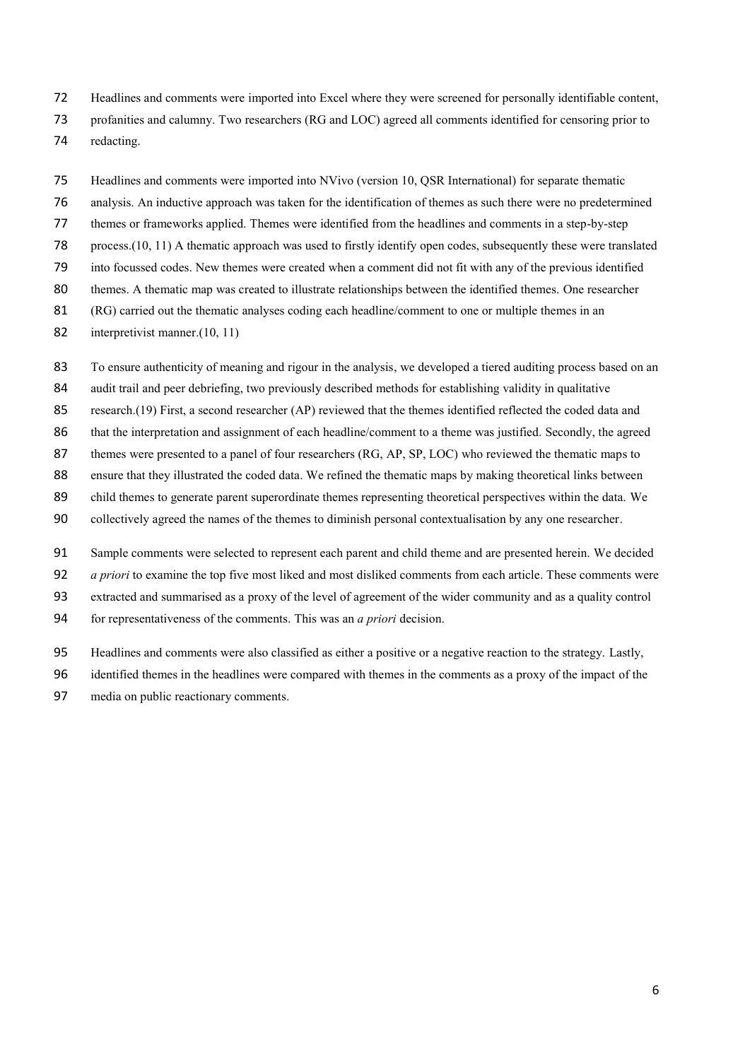Headlines and comments were imported into Excel where they were screened for personally identifiable content, profanities and calumny. Two researchers (RG and LOC) agreed all comments identified for censoring prior to redacting.

Headlines and comments were imported into NVivo (version 10, QSR International) for separate thematic analysis. An inductive approach was taken for the identification of themes as such there were no predetermined themes or frameworks applied. Themes were identified from the headlines and comments in a step-by-step process.(10, 11) A thematic approach was used to firstly identify open codes, subsequently these were translated into focussed codes. New themes were created when a comment did not fit with any of the previous identified themes. A thematic map was created to illustrate relationships between the identified themes. One researcher (RG) carried out the thematic analyses coding each headline/comment to one or multiple themes in an interpretivist manner.(10, 11)

To ensure authenticity of meaning and rigour in the analysis, we developed a tiered auditing process based on an audit trail and peer debriefing, two previously described methods for establishing validity in qualitative research.(19) First, a second researcher (AP) reviewed that the themes identified reflected the coded data and that the interpretation and assignment of each headline/comment to a theme was justified. Secondly, the agreed themes were presented to a panel of four researchers (RG, AP, SP, LOC) who reviewed the thematic maps to ensure that they illustrated the coded data. We refined the thematic maps by making theoretical links between child themes to generate parent superordinate themes representing theoretical perspectives within the data. We collectively agreed the names of the themes to diminish personal contextualisation by any one researcher.

Sample comments were selected to represent each parent and child theme and are presented herein. We decided *a priori* to examine the top five most liked and most disliked comments from each article. These comments were extracted and summarised as a proxy of the level of agreement of the wider community and as a quality control for representativeness of the comments. This was an *a priori* decision.

Headlines and comments were also classified as either a positive or a negative reaction to the strategy. Lastly, identified themes in the headlines were compared with themes in the comments as a proxy of the impact of the media on public reactionary comments.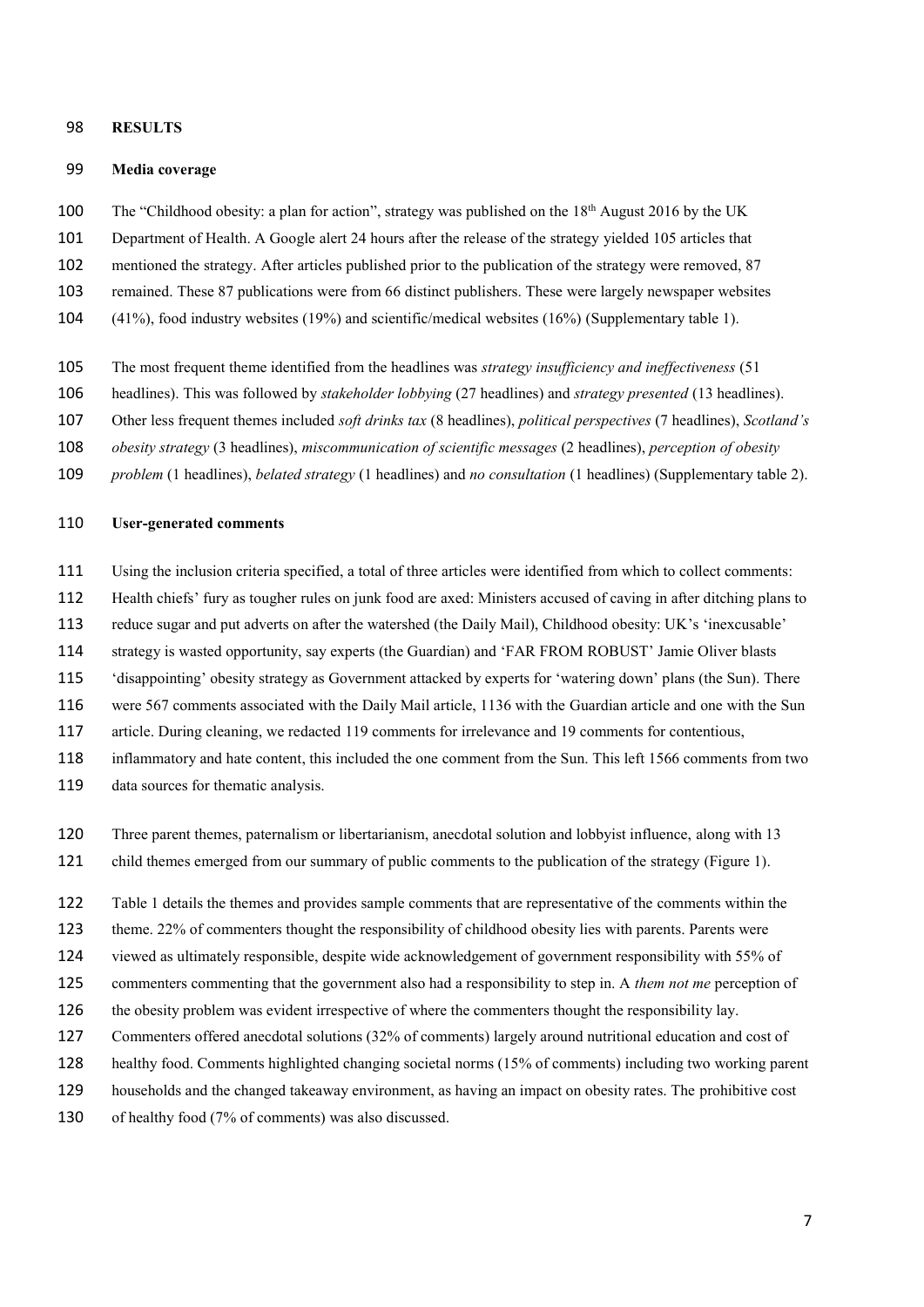## RESULTS

### Media coverage

The "Childhood obesity: a plan for action", strategy was published on the 18th August 2016 by the UK Department of Health. A Google alert 24 hours after the release of the strategy yielded 105 articles that mentioned the strategy. After articles published prior to the publication of the strategy were removed, 87 remained. These 87 publications were from 66 distinct publishers. These were largely newspaper websites (41%), food industry websites (19%) and scientific/medical websites (16%) (Supplementary table 1).

The most frequent theme identified from the headlines was *strategy insufficiency and ineffectiveness* (51 headlines). This was followed by *stakeholder lobbying* (27 headlines) and *strategy presented* (13 headlines). Other less frequent themes included *soft drinks tax* (8 headlines), *political perspectives* (7 headlines), *Scotland's obesity strategy* (3 headlines), *miscommunication of scientific messages* (2 headlines), *perception of obesity problem* (1 headlines), *belated strategy* (1 headlines) and *no consultation* (1 headlines) (Supplementary table 2).

### User-generated comments

Using the inclusion criteria specified, a total of three articles were identified from which to collect comments: Health chiefs' fury as tougher rules on junk food are axed: Ministers accused of caving in after ditching plans to reduce sugar and put adverts on after the watershed (the Daily Mail), Childhood obesity: UK's 'inexcusable' strategy is wasted opportunity, say experts (the Guardian) and 'FAR FROM ROBUST' Jamie Oliver blasts 'disappointing' obesity strategy as Government attacked by experts for 'watering down' plans (the Sun). There were 567 comments associated with the Daily Mail article, 1136 with the Guardian article and one with the Sun article. During cleaning, we redacted 119 comments for irrelevance and 19 comments for contentious, inflammatory and hate content, this included the one comment from the Sun. This left 1566 comments from two data sources for thematic analysis.

Three parent themes, paternalism or libertarianism, anecdotal solution and lobbyist influence, along with 13 child themes emerged from our summary of public comments to the publication of the strategy (Figure 1).

Table 1 details the themes and provides sample comments that are representative of the comments within the theme. 22% of commenters thought the responsibility of childhood obesity lies with parents. Parents were viewed as ultimately responsible, despite wide acknowledgement of government responsibility with 55% of commenters commenting that the government also had a responsibility to step in. A *them not me* perception of the obesity problem was evident irrespective of where the commenters thought the responsibility lay. Commenters offered anecdotal solutions (32% of comments) largely around nutritional education and cost of healthy food. Comments highlighted changing societal norms (15% of comments) including two working parent households and the changed takeaway environment, as having an impact on obesity rates. The prohibitive cost of healthy food (7% of comments) was also discussed.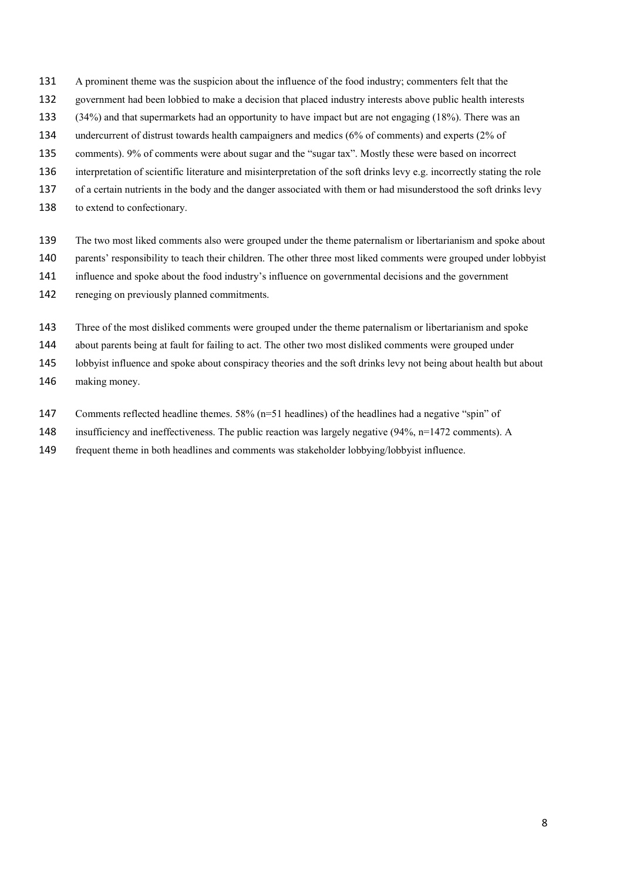A prominent theme was the suspicion about the influence of the food industry; commenters felt that the government had been lobbied to make a decision that placed industry interests above public health interests (34%) and that supermarkets had an opportunity to have impact but are not engaging (18%). There was an undercurrent of distrust towards health campaigners and medics (6% of comments) and experts (2% of comments). 9% of comments were about sugar and the "sugar tax". Mostly these were based on incorrect interpretation of scientific literature and misinterpretation of the soft drinks levy e.g. incorrectly stating the role of a certain nutrients in the body and the danger associated with them or had misunderstood the soft drinks levy to extend to confectionary.

The two most liked comments also were grouped under the theme paternalism or libertarianism and spoke about parents' responsibility to teach their children. The other three most liked comments were grouped under lobbyist influence and spoke about the food industry's influence on governmental decisions and the government reneging on previously planned commitments.

Three of the most disliked comments were grouped under the theme paternalism or libertarianism and spoke about parents being at fault for failing to act. The other two most disliked comments were grouped under lobbyist influence and spoke about conspiracy theories and the soft drinks levy not being about health but about making money.

Comments reflected headline themes. 58% (n=51 headlines) of the headlines had a negative "spin" of insufficiency and ineffectiveness. The public reaction was largely negative (94%, n=1472 comments). A frequent theme in both headlines and comments was stakeholder lobbying/lobbyist influence.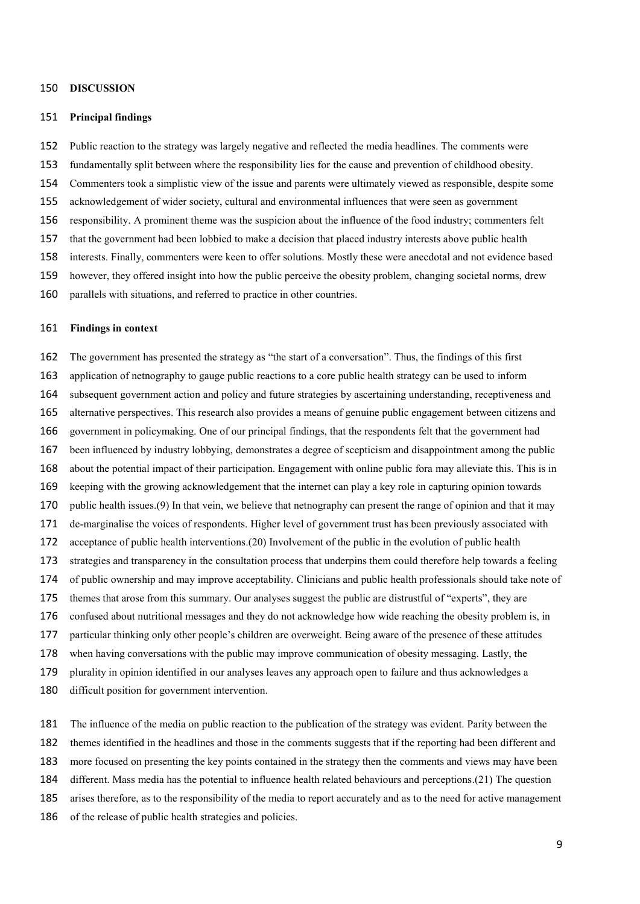## DISCUSSION

### Principal findings

Public reaction to the strategy was largely negative and reflected the media headlines. The comments were fundamentally split between where the responsibility lies for the cause and prevention of childhood obesity. Commenters took a simplistic view of the issue and parents were ultimately viewed as responsible, despite some acknowledgement of wider society, cultural and environmental influences that were seen as government responsibility. A prominent theme was the suspicion about the influence of the food industry; commenters felt that the government had been lobbied to make a decision that placed industry interests above public health interests. Finally, commenters were keen to offer solutions. Mostly these were anecdotal and not evidence based however, they offered insight into how the public perceive the obesity problem, changing societal norms, drew parallels with situations, and referred to practice in other countries.

### Findings in context

The government has presented the strategy as "the start of a conversation". Thus, the findings of this first application of netnography to gauge public reactions to a core public health strategy can be used to inform subsequent government action and policy and future strategies by ascertaining understanding, receptiveness and alternative perspectives. This research also provides a means of genuine public engagement between citizens and government in policymaking. One of our principal findings, that the respondents felt that the government had been influenced by industry lobbying, demonstrates a degree of scepticism and disappointment among the public about the potential impact of their participation. Engagement with online public fora may alleviate this. This is in keeping with the growing acknowledgement that the internet can play a key role in capturing opinion towards public health issues.(9) In that vein, we believe that netnography can present the range of opinion and that it may de-marginalise the voices of respondents. Higher level of government trust has been previously associated with acceptance of public health interventions.(20) Involvement of the public in the evolution of public health strategies and transparency in the consultation process that underpins them could therefore help towards a feeling of public ownership and may improve acceptability. Clinicians and public health professionals should take note of themes that arose from this summary. Our analyses suggest the public are distrustful of "experts", they are confused about nutritional messages and they do not acknowledge how wide reaching the obesity problem is, in particular thinking only other people's children are overweight. Being aware of the presence of these attitudes when having conversations with the public may improve communication of obesity messaging. Lastly, the plurality in opinion identified in our analyses leaves any approach open to failure and thus acknowledges a difficult position for government intervention.

The influence of the media on public reaction to the publication of the strategy was evident. Parity between the themes identified in the headlines and those in the comments suggests that if the reporting had been different and more focused on presenting the key points contained in the strategy then the comments and views may have been different. Mass media has the potential to influence health related behaviours and perceptions.(21) The question arises therefore, as to the responsibility of the media to report accurately and as to the need for active management of the release of public health strategies and policies.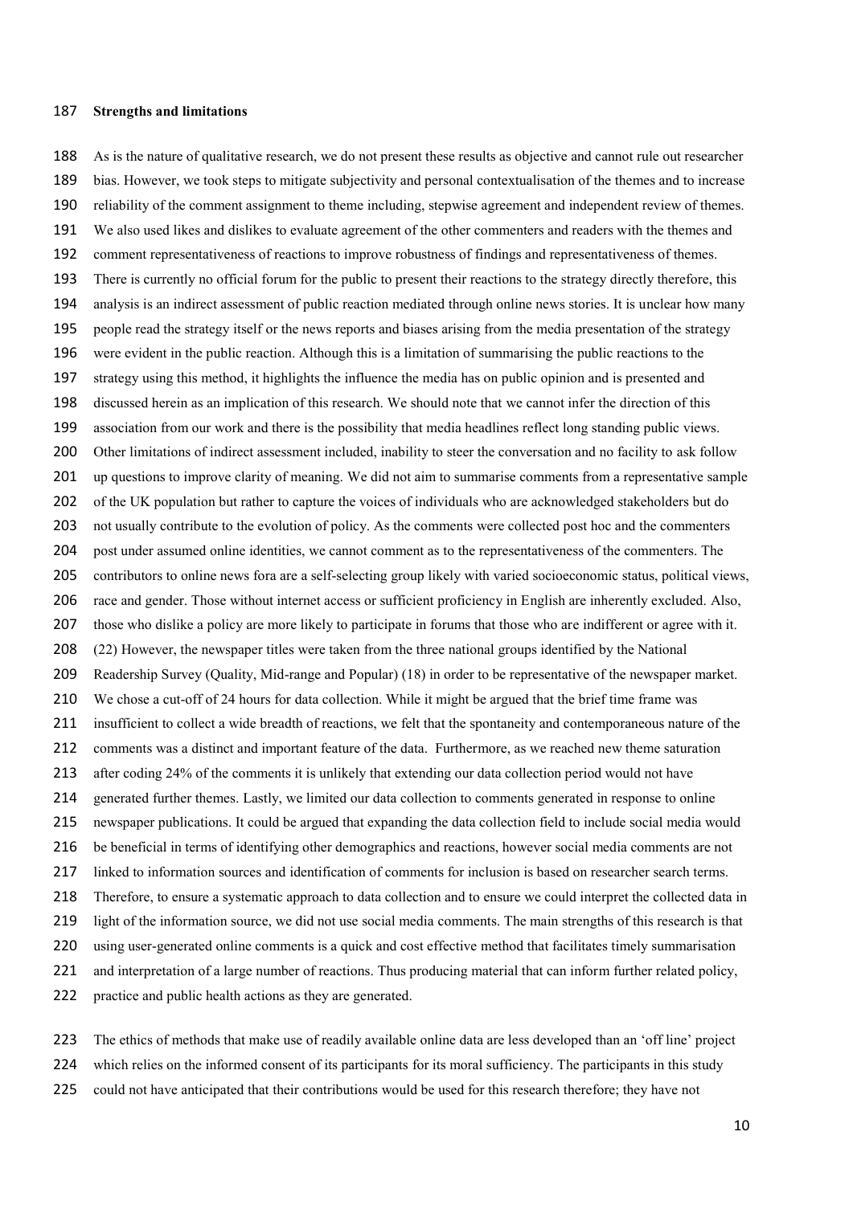**Strengths and limitations**

As is the nature of qualitative research, we do not present these results as objective and cannot rule out researcher bias. However, we took steps to mitigate subjectivity and personal contextualisation of the themes and to increase reliability of the comment assignment to theme including, stepwise agreement and independent review of themes. We also used likes and dislikes to evaluate agreement of the other commenters and readers with the themes and comment representativeness of reactions to improve robustness of findings and representativeness of themes. There is currently no official forum for the public to present their reactions to the strategy directly therefore, this analysis is an indirect assessment of public reaction mediated through online news stories. It is unclear how many people read the strategy itself or the news reports and biases arising from the media presentation of the strategy were evident in the public reaction. Although this is a limitation of summarising the public reactions to the strategy using this method, it highlights the influence the media has on public opinion and is presented and discussed herein as an implication of this research. We should note that we cannot infer the direction of this association from our work and there is the possibility that media headlines reflect long standing public views. Other limitations of indirect assessment included, inability to steer the conversation and no facility to ask follow up questions to improve clarity of meaning. We did not aim to summarise comments from a representative sample of the UK population but rather to capture the voices of individuals who are acknowledged stakeholders but do not usually contribute to the evolution of policy. As the comments were collected post hoc and the commenters post under assumed online identities, we cannot comment as to the representativeness of the commenters. The contributors to online news fora are a self-selecting group likely with varied socioeconomic status, political views, race and gender. Those without internet access or sufficient proficiency in English are inherently excluded. Also, those who dislike a policy are more likely to participate in forums that those who are indifferent or agree with it. (22) However, the newspaper titles were taken from the three national groups identified by the National Readership Survey (Quality, Mid-range and Popular) (18) in order to be representative of the newspaper market. We chose a cut-off of 24 hours for data collection. While it might be argued that the brief time frame was insufficient to collect a wide breadth of reactions, we felt that the spontaneity and contemporaneous nature of the comments was a distinct and important feature of the data. Furthermore, as we reached new theme saturation after coding 24% of the comments it is unlikely that extending our data collection period would not have generated further themes. Lastly, we limited our data collection to comments generated in response to online newspaper publications. It could be argued that expanding the data collection field to include social media would be beneficial in terms of identifying other demographics and reactions, however social media comments are not linked to information sources and identification of comments for inclusion is based on researcher search terms. Therefore, to ensure a systematic approach to data collection and to ensure we could interpret the collected data in light of the information source, we did not use social media comments. The main strengths of this research is that using user-generated online comments is a quick and cost effective method that facilitates timely summarisation and interpretation of a large number of reactions. Thus producing material that can inform further related policy, practice and public health actions as they are generated.

The ethics of methods that make use of readily available online data are less developed than an 'off line' project which relies on the informed consent of its participants for its moral sufficiency. The participants in this study could not have anticipated that their contributions would be used for this research therefore; they have not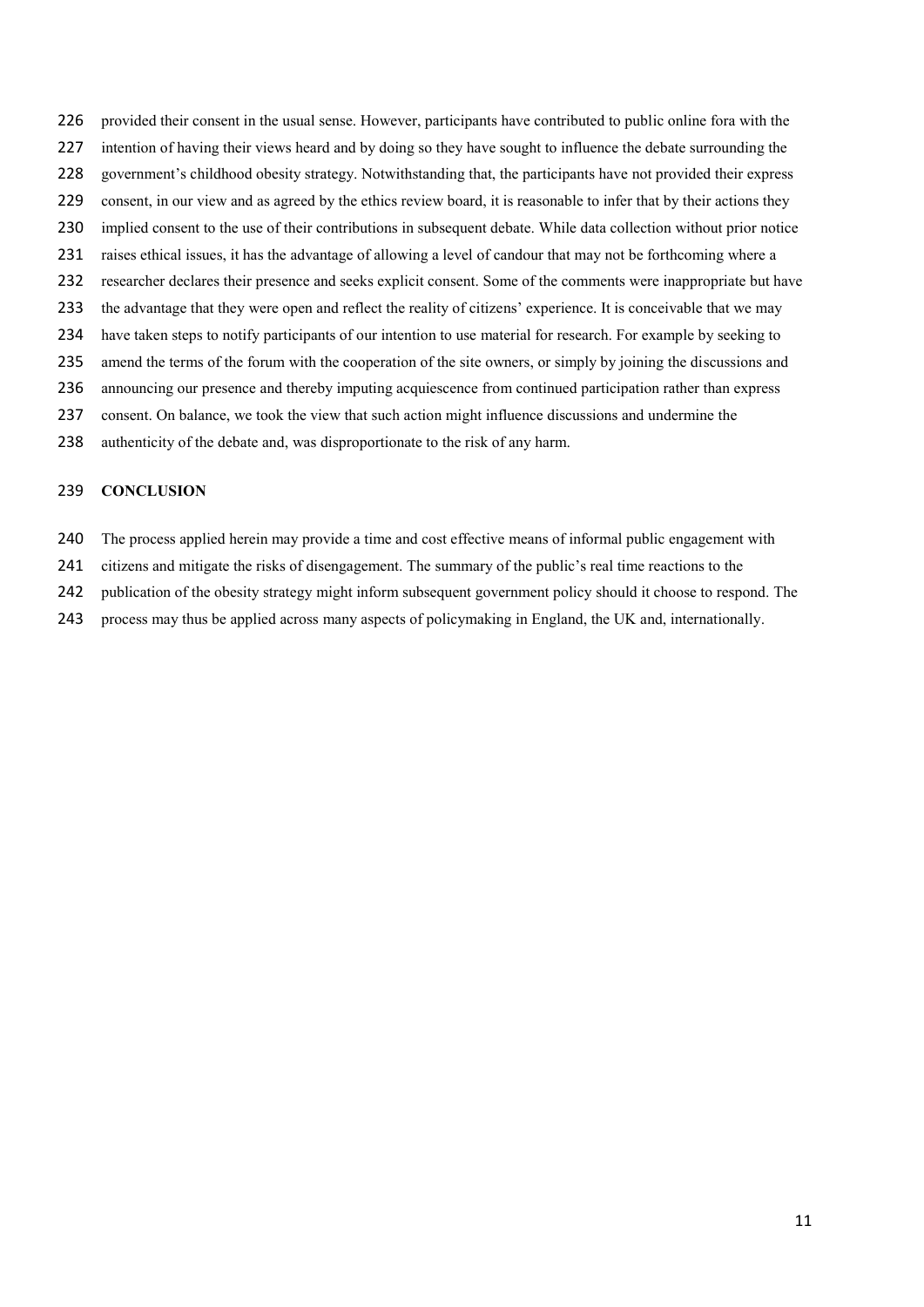provided their consent in the usual sense. However, participants have contributed to public online fora with the intention of having their views heard and by doing so they have sought to influence the debate surrounding the government's childhood obesity strategy. Notwithstanding that, the participants have not provided their express consent, in our view and as agreed by the ethics review board, it is reasonable to infer that by their actions they implied consent to the use of their contributions in subsequent debate. While data collection without prior notice raises ethical issues, it has the advantage of allowing a level of candour that may not be forthcoming where a researcher declares their presence and seeks explicit consent. Some of the comments were inappropriate but have the advantage that they were open and reflect the reality of citizens' experience. It is conceivable that we may have taken steps to notify participants of our intention to use material for research. For example by seeking to amend the terms of the forum with the cooperation of the site owners, or simply by joining the discussions and announcing our presence and thereby imputing acquiescence from continued participation rather than express consent. On balance, we took the view that such action might influence discussions and undermine the authenticity of the debate and, was disproportionate to the risk of any harm.

## CONCLUSION

The process applied herein may provide a time and cost effective means of informal public engagement with citizens and mitigate the risks of disengagement. The summary of the public's real time reactions to the publication of the obesity strategy might inform subsequent government policy should it choose to respond. The process may thus be applied across many aspects of policymaking in England, the UK and, internationally.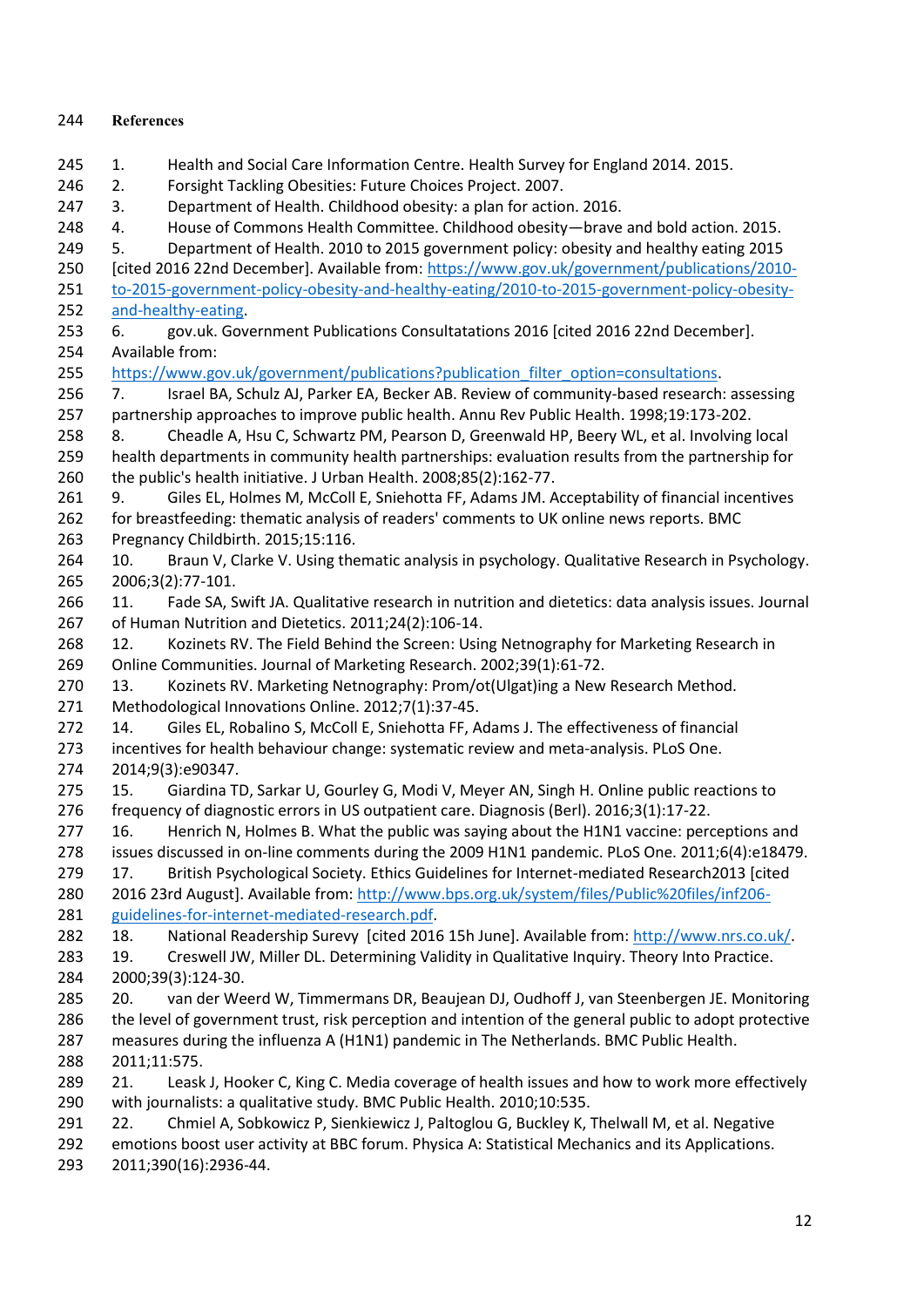# References

1. Health and Social Care Information Centre. Health Survey for England 2014. 2015.
2. Forsight Tackling Obesities: Future Choices Project. 2007.
3. Department of Health. Childhood obesity: a plan for action. 2016.
4. House of Commons Health Committee. Childhood obesity—brave and bold action. 2015.
5. Department of Health. 2010 to 2015 government policy: obesity and healthy eating 2015 [cited 2016 22nd December]. Available from: https://www.gov.uk/government/publications/2010-to-2015-government-policy-obesity-and-healthy-eating/2010-to-2015-government-policy-obesity-and-healthy-eating.
6. gov.uk. Government Publications Consultatations 2016 [cited 2016 22nd December]. Available from: https://www.gov.uk/government/publications?publication_filter_option=consultations.
7. Israel BA, Schulz AJ, Parker EA, Becker AB. Review of community-based research: assessing partnership approaches to improve public health. Annu Rev Public Health. 1998;19:173-202.
8. Cheadle A, Hsu C, Schwartz PM, Pearson D, Greenwald HP, Beery WL, et al. Involving local health departments in community health partnerships: evaluation results from the partnership for the public's health initiative. J Urban Health. 2008;85(2):162-77.
9. Giles EL, Holmes M, McColl E, Sniehotta FF, Adams JM. Acceptability of financial incentives for breastfeeding: thematic analysis of readers' comments to UK online news reports. BMC Pregnancy Childbirth. 2015;15:116.
10. Braun V, Clarke V. Using thematic analysis in psychology. Qualitative Research in Psychology. 2006;3(2):77-101.
11. Fade SA, Swift JA. Qualitative research in nutrition and dietetics: data analysis issues. Journal of Human Nutrition and Dietetics. 2011;24(2):106-14.
12. Kozinets RV. The Field Behind the Screen: Using Netnography for Marketing Research in Online Communities. Journal of Marketing Research. 2002;39(1):61-72.
13. Kozinets RV. Marketing Netnography: Prom/ot(Ulgat)ing a New Research Method. Methodological Innovations Online. 2012;7(1):37-45.
14. Giles EL, Robalino S, McColl E, Sniehotta FF, Adams J. The effectiveness of financial incentives for health behaviour change: systematic review and meta-analysis. PLoS One. 2014;9(3):e90347.
15. Giardina TD, Sarkar U, Gourley G, Modi V, Meyer AN, Singh H. Online public reactions to frequency of diagnostic errors in US outpatient care. Diagnosis (Berl). 2016;3(1):17-22.
16. Henrich N, Holmes B. What the public was saying about the H1N1 vaccine: perceptions and issues discussed in on-line comments during the 2009 H1N1 pandemic. PLoS One. 2011;6(4):e18479.
17. British Psychological Society. Ethics Guidelines for Internet-mediated Research2013 [cited 2016 23rd August]. Available from: http://www.bps.org.uk/system/files/Public%20files/inf206-guidelines-for-internet-mediated-research.pdf.
18. National Readership Surevy [cited 2016 15h June]. Available from: http://www.nrs.co.uk/.
19. Creswell JW, Miller DL. Determining Validity in Qualitative Inquiry. Theory Into Practice. 2000;39(3):124-30.
20. van der Weerd W, Timmermans DR, Beaujean DJ, Oudhoff J, van Steenbergen JE. Monitoring the level of government trust, risk perception and intention of the general public to adopt protective measures during the influenza A (H1N1) pandemic in The Netherlands. BMC Public Health. 2011;11:575.
21. Leask J, Hooker C, King C. Media coverage of health issues and how to work more effectively with journalists: a qualitative study. BMC Public Health. 2010;10:535.
22. Chmiel A, Sobkowicz P, Sienkiewicz J, Paltoglou G, Buckley K, Thelwall M, et al. Negative emotions boost user activity at BBC forum. Physica A: Statistical Mechanics and its Applications. 2011;390(16):2936-44.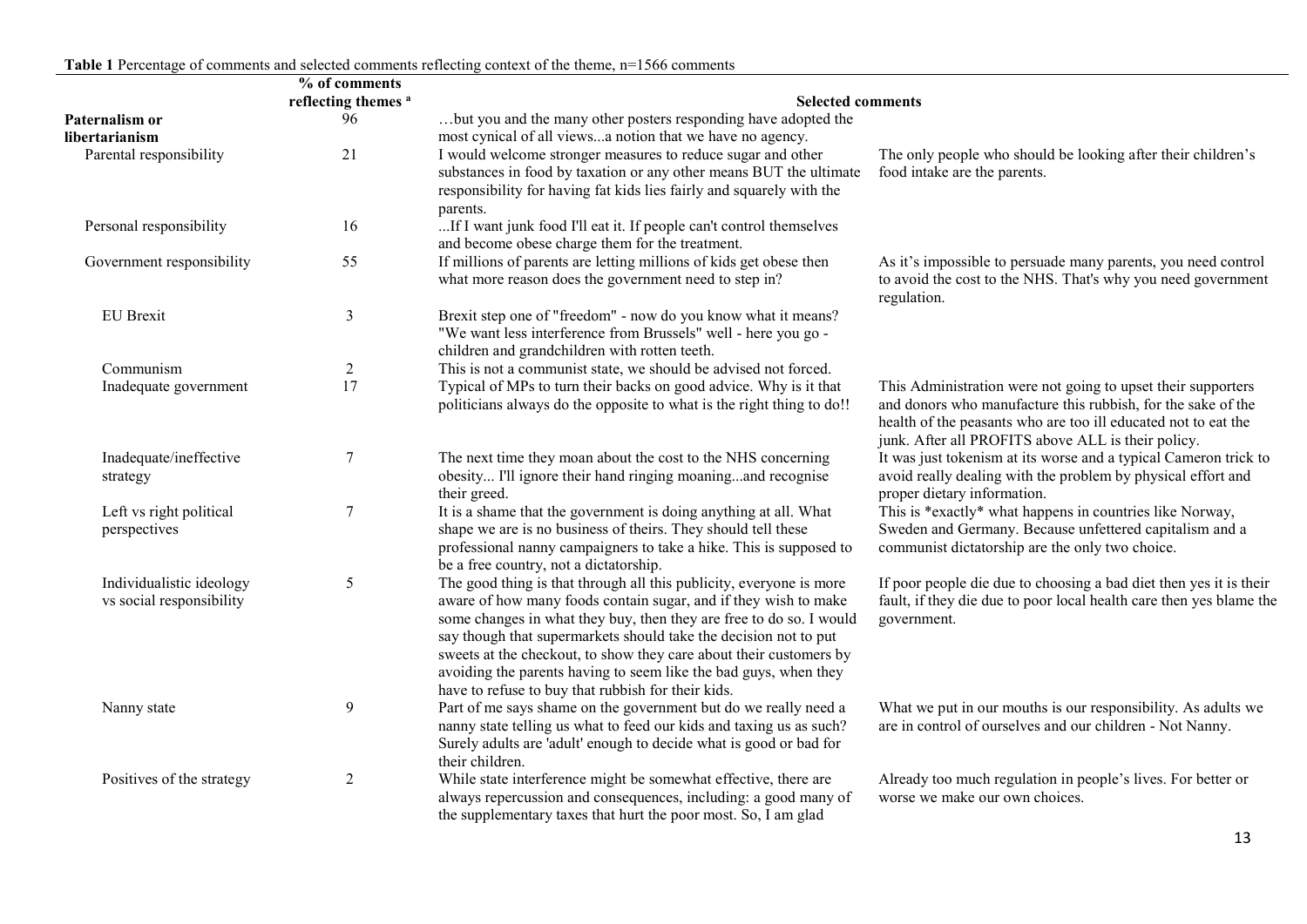**Table 1** Percentage of comments and selected comments reflecting context of the theme, n=1566 comments

| | % of comments reflecting themes [a] | Selected comments | |
|---|---|---|---|
| **Paternalism or libertarianism** | 96 | …but you and the many other posters responding have adopted the most cynical of all views...a notion that we have no agency. | |
| Parental responsibility | 21 | I would welcome stronger measures to reduce sugar and other substances in food by taxation or any other means BUT the ultimate responsibility for having fat kids lies fairly and squarely with the parents. | The only people who should be looking after their children's food intake are the parents. |
| Personal responsibility | 16 | ...If I want junk food I'll eat it. If people can't control themselves and become obese charge them for the treatment. | |
| Government responsibility | 55 | If millions of parents are letting millions of kids get obese then what more reason does the government need to step in? | As it's impossible to persuade many parents, you need control to avoid the cost to the NHS. That's why you need government regulation. |
| EU Brexit | 3 | Brexit step one of "freedom" - now do you know what it means? "We want less interference from Brussels" well - here you go - children and grandchildren with rotten teeth. | |
| Communism | 2 | This is not a communist state, we should be advised not forced. | |
| Inadequate government | 17 | Typical of MPs to turn their backs on good advice. Why is it that politicians always do the opposite to what is the right thing to do!! | This Administration were not going to upset their supporters and donors who manufacture this rubbish, for the sake of the health of the peasants who are too ill educated not to eat the junk. After all PROFITS above ALL is their policy. |
| Inadequate/ineffective strategy | 7 | The next time they moan about the cost to the NHS concerning obesity... I'll ignore their hand ringing moaning...and recognise their greed. | It was just tokenism at its worse and a typical Cameron trick to avoid really dealing with the problem by physical effort and proper dietary information. |
| Left vs right political perspectives | 7 | It is a shame that the government is doing anything at all. What shape we are is no business of theirs. They should tell these professional nanny campaigners to take a hike. This is supposed to be a free country, not a dictatorship. | This is *exactly* what happens in countries like Norway, Sweden and Germany. Because unfettered capitalism and a communist dictatorship are the only two choice. |
| Individualistic ideology vs social responsibility | 5 | The good thing is that through all this publicity, everyone is more aware of how many foods contain sugar, and if they wish to make some changes in what they buy, then they are free to do so. I would say though that supermarkets should take the decision not to put sweets at the checkout, to show they care about their customers by avoiding the parents having to seem like the bad guys, when they have to refuse to buy that rubbish for their kids. | If poor people die due to choosing a bad diet then yes it is their fault, if they die due to poor local health care then yes blame the government. |
| Nanny state | 9 | Part of me says shame on the government but do we really need a nanny state telling us what to feed our kids and taxing us as such? Surely adults are 'adult' enough to decide what is good or bad for their children. | What we put in our mouths is our responsibility. As adults we are in control of ourselves and our children - Not Nanny. |
| Positives of the strategy | 2 | While state interference might be somewhat effective, there are always repercussion and consequences, including: a good many of the supplementary taxes that hurt the poor most. So, I am glad | Already too much regulation in people's lives. For better or worse we make our own choices. |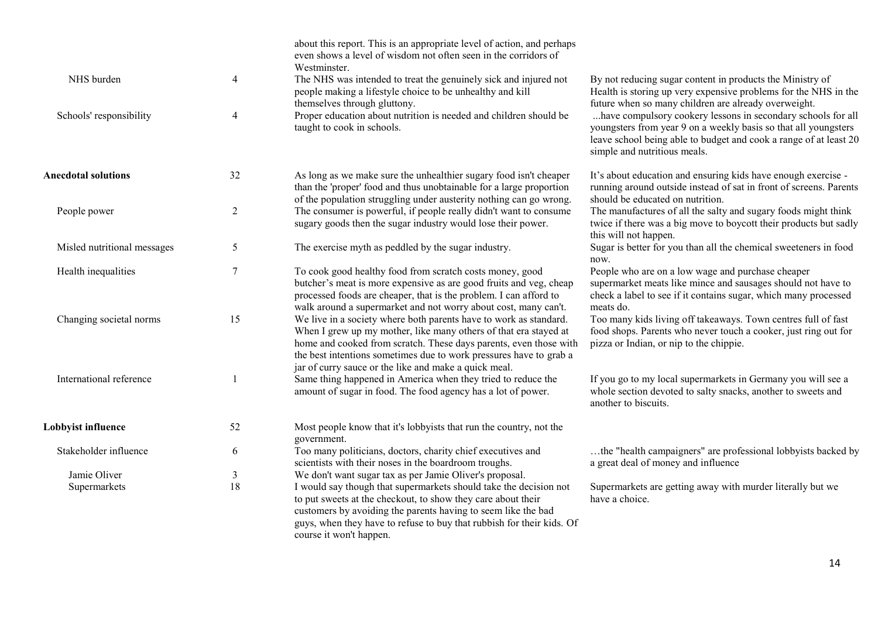| | | | |
|---|---|---|---|
| | | about this report. This is an appropriate level of action, and perhaps even shows a level of wisdom not often seen in the corridors of Westminster. | |
| NHS burden | 4 | The NHS was intended to treat the genuinely sick and injured not people making a lifestyle choice to be unhealthy and kill themselves through gluttony. | By not reducing sugar content in products the Ministry of Health is storing up very expensive problems for the NHS in the future when so many children are already overweight. |
| Schools' responsibility | 4 | Proper education about nutrition is needed and children should be taught to cook in schools. | ...have compulsory cookery lessons in secondary schools for all youngsters from year 9 on a weekly basis so that all youngsters leave school being able to budget and cook a range of at least 20 simple and nutritious meals. |
| **Anecdotal solutions** | 32 | As long as we make sure the unhealthier sugary food isn't cheaper than the 'proper' food and thus unobtainable for a large proportion of the population struggling under austerity nothing can go wrong. | It's about education and ensuring kids have enough exercise - running around outside instead of sat in front of screens. Parents should be educated on nutrition. |
| People power | 2 | The consumer is powerful, if people really didn't want to consume sugary goods then the sugar industry would lose their power. | The manufactures of all the salty and sugary foods might think twice if there was a big move to boycott their products but sadly this will not happen. |
| Misled nutritional messages | 5 | The exercise myth as peddled by the sugar industry. | Sugar is better for you than all the chemical sweeteners in food now. |
| Health inequalities | 7 | To cook good healthy food from scratch costs money, good butcher's meat is more expensive as are good fruits and veg, cheap processed foods are cheaper, that is the problem. I can afford to walk around a supermarket and not worry about cost, many can't. | People who are on a low wage and purchase cheaper supermarket meats like mince and sausages should not have to check a label to see if it contains sugar, which many processed meats do. |
| Changing societal norms | 15 | We live in a society where both parents have to work as standard. When I grew up my mother, like many others of that era stayed at home and cooked from scratch. These days parents, even those with the best intentions sometimes due to work pressures have to grab a jar of curry sauce or the like and make a quick meal. | Too many kids living off takeaways. Town centres full of fast food shops. Parents who never touch a cooker, just ring out for pizza or Indian, or nip to the chippie. |
| International reference | 1 | Same thing happened in America when they tried to reduce the amount of sugar in food. The food agency has a lot of power. | If you go to my local supermarkets in Germany you will see a whole section devoted to salty snacks, another to sweets and another to biscuits. |
| **Lobbyist influence** | 52 | Most people know that it's lobbyists that run the country, not the government. | |
| Stakeholder influence | 6 | Too many politicians, doctors, charity chief executives and scientists with their noses in the boardroom troughs. | …the "health campaigners" are professional lobbyists backed by a great deal of money and influence |
| Jamie Oliver | 3 | We don't want sugar tax as per Jamie Oliver's proposal. | |
| Supermarkets | 18 | I would say though that supermarkets should take the decision not to put sweets at the checkout, to show they care about their customers by avoiding the parents having to seem like the bad guys, when they have to refuse to buy that rubbish for their kids. Of course it won't happen. | Supermarkets are getting away with murder literally but we have a choice. |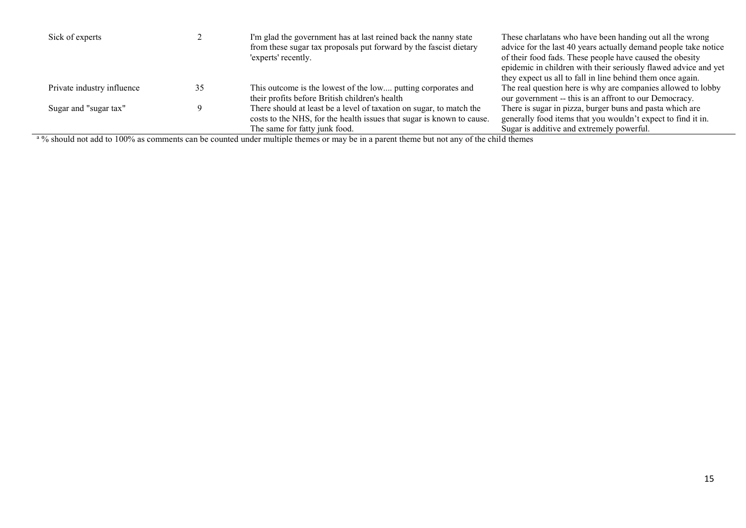| | | | |
|---|---|---|---|
| Sick of experts | 2 | I'm glad the government has at last reined back the nanny state from these sugar tax proposals put forward by the fascist dietary 'experts' recently. | These charlatans who have been handing out all the wrong advice for the last 40 years actually demand people take notice of their food fads. These people have caused the obesity epidemic in children with their seriously flawed advice and yet they expect us all to fall in line behind them once again. |
| Private industry influence | 35 | This outcome is the lowest of the low.... putting corporates and their profits before British children's health | The real question here is why are companies allowed to lobby our government -- this is an affront to our Democracy. |
| Sugar and "sugar tax" | 9 | There should at least be a level of taxation on sugar, to match the costs to the NHS, for the health issues that sugar is known to cause. The same for fatty junk food. | There is sugar in pizza, burger buns and pasta which are generally food items that you wouldn't expect to find it in. Sugar is additive and extremely powerful. |

[a] % should not add to 100% as comments can be counted under multiple themes or may be in a parent theme but not any of the child themes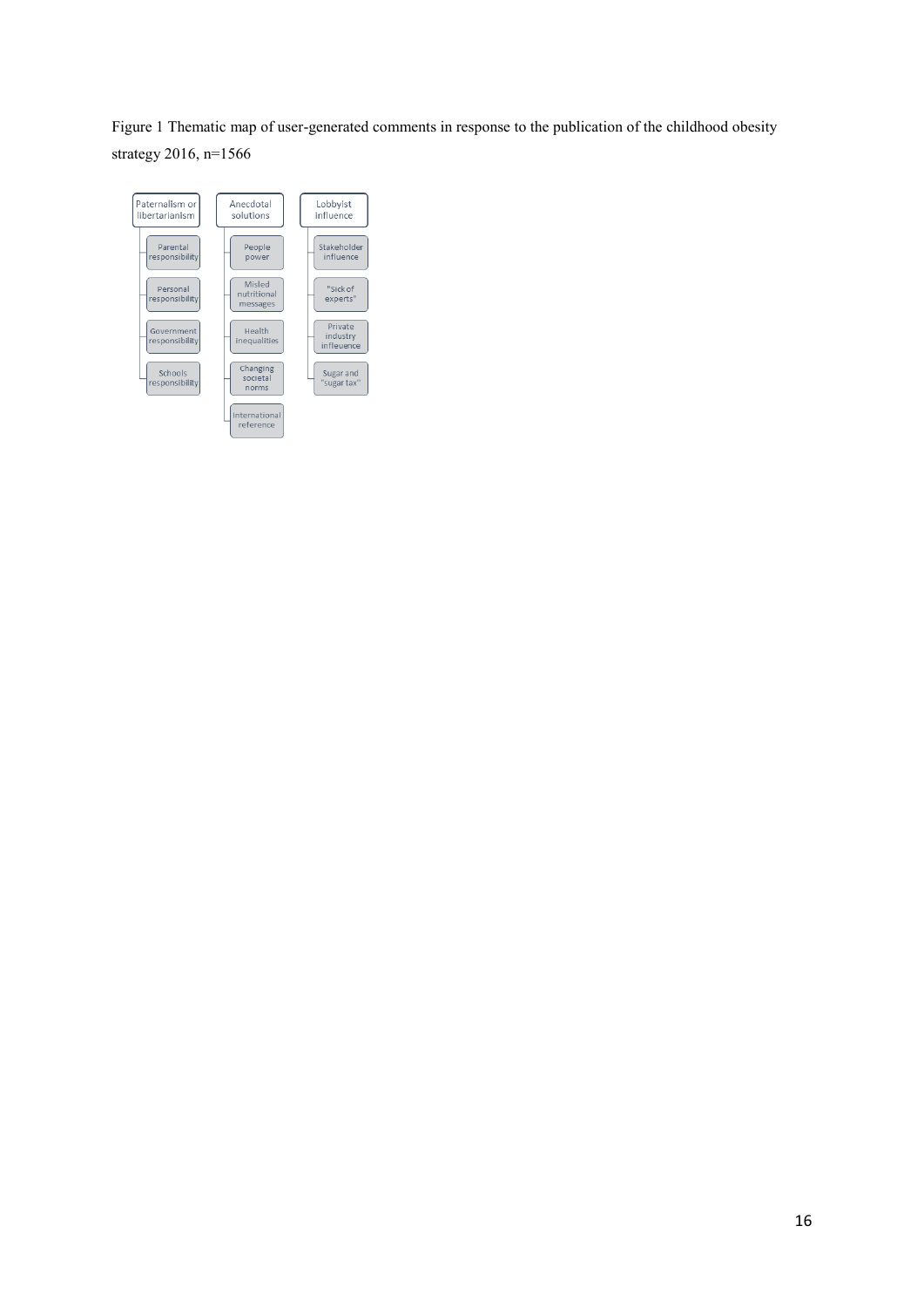Figure 1 Thematic map of user-generated comments in response to the publication of the childhood obesity strategy 2016, n=1566

Paternalism or libertarianism

Parental responsibility

Personal responsibility

Government responsibility

Schools responsibility

Anecdotal solutions

People power

Misled nutritional messages

Health inequalities

Changing societal norms

International reference

Lobbyist influence

Stakeholder influence

"Sick of experts"

Private industry inflfeuence

Sugar and "sugar tax"